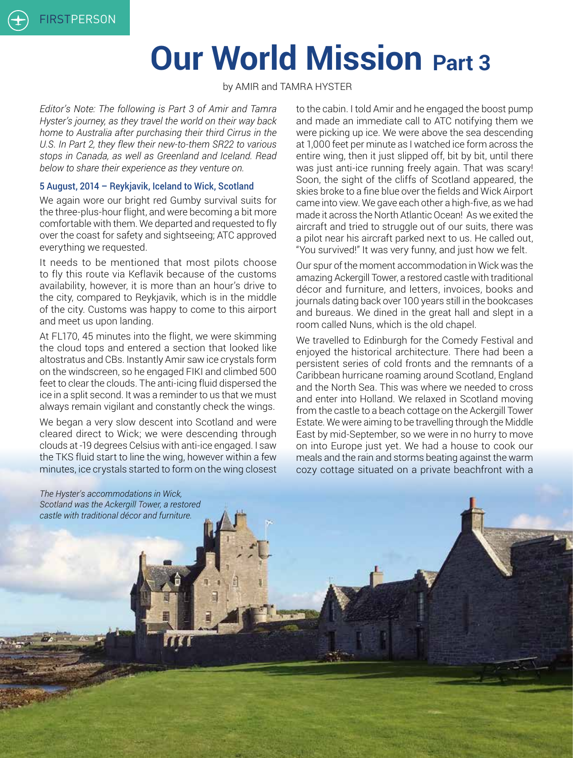# Our World Mission Part 3

by AMIR and TAMRA HYSTER

*Editor's Note: The following is Part 3 of Amir and Tamra Hyster's journey, as they travel the world on their way back home to Australia after purchasing their third Cirrus in the U.S. In Part 2, they flew their new-to-them SR22 to various stops in Canada, as well as Greenland and Iceland. Read below to share their experience as they venture on.*

### 5 August, 2014 – Reykjavik, Iceland to Wick, Scotland

We again wore our bright red Gumby survival suits for the three-plus-hour flight, and were becoming a bit more comfortable with them. We departed and requested to fly over the coast for safety and sightseeing; ATC approved everything we requested.

It needs to be mentioned that most pilots choose to fly this route via Keflavik because of the customs availability, however, it is more than an hour's drive to the city, compared to Reykjavik, which is in the middle of the city. Customs was happy to come to this airport and meet us upon landing.

At FL170, 45 minutes into the flight, we were skimming the cloud tops and entered a section that looked like altostratus and CBs. Instantly Amir saw ice crystals form on the windscreen, so he engaged FIKI and climbed 500 feet to clear the clouds. The anti-icing fluid dispersed the ice in a split second. It was a reminder to us that we must always remain vigilant and constantly check the wings.

We began a very slow descent into Scotland and were cleared direct to Wick; we were descending through clouds at -19 degrees Celsius with anti-ice engaged. I saw the TKS fluid start to line the wing, however within a few minutes, ice crystals started to form on the wing closest to the cabin. I told Amir and he engaged the boost pump and made an immediate call to ATC notifying them we were picking up ice. We were above the sea descending at 1,000 feet per minute as I watched ice form across the entire wing, then it just slipped off, bit by bit, until there was just anti-ice running freely again. That was scary! Soon, the sight of the cliffs of Scotland appeared, the skies broke to a fine blue over the fields and Wick Airport came into view. We gave each other a high-five, as we had made it across the North Atlantic Ocean! As we exited the aircraft and tried to struggle out of our suits, there was a pilot near his aircraft parked next to us. He called out, "You survived!" It was very funny, and just how we felt.

Our spur of the moment accommodation in Wick was the amazing Ackergill Tower, a restored castle with traditional décor and furniture, and letters, invoices, books and journals dating back over 100 years still in the bookcases and bureaus. We dined in the great hall and slept in a room called Nuns, which is the old chapel.

We travelled to Edinburgh for the Comedy Festival and enjoyed the historical architecture. There had been a persistent series of cold fronts and the remnants of a Caribbean hurricane roaming around Scotland, England and the North Sea. This was where we needed to cross and enter into Holland. We relaxed in Scotland moving from the castle to a beach cottage on the Ackergill Tower Estate. We were aiming to be travelling through the Middle East by mid-September, so we were in no hurry to move on into Europe just yet. We had a house to cook our meals and the rain and storms beating against the warm cozy cottage situated on a private beachfront with a

*The Hyster's accommodations in Wick, Scotland was the Ackergill Tower, a restored castle with traditional décor and furniture.*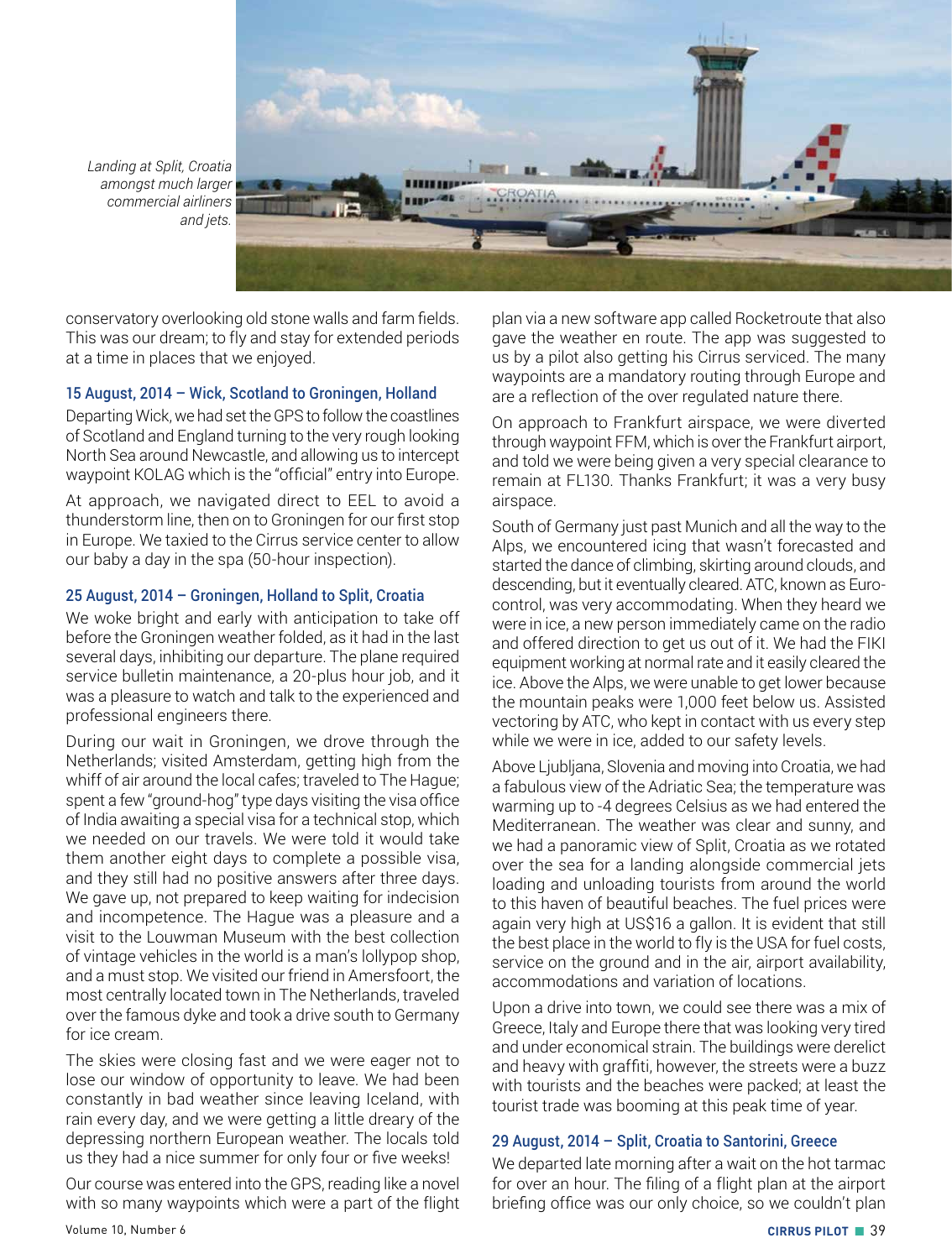*Landing at Split, Croatia amongst much larger commercial airliners and jets.*

conservatory overlooking old stone walls and farm fields. This was our dream; to fly and stay for extended periods at a time in places that we enjoyed.

### 15 August, 2014 – Wick, Scotland to Groningen, Holland

Departing Wick, we had set the GPS to follow the coastlines of Scotland and England turning to the very rough looking North Sea around Newcastle, and allowing us to intercept waypoint KOLAG which is the "official" entry into Europe.

At approach, we navigated direct to EEL to avoid a thunderstorm line, then on to Groningen for our first stop in Europe. We taxied to the Cirrus service center to allow our baby a day in the spa (50-hour inspection).

### 25 August, 2014 – Groningen, Holland to Split, Croatia

We woke bright and early with anticipation to take off before the Groningen weather folded, as it had in the last several days, inhibiting our departure. The plane required service bulletin maintenance, a 20-plus hour job, and it was a pleasure to watch and talk to the experienced and professional engineers there.

During our wait in Groningen, we drove through the Netherlands; visited Amsterdam, getting high from the whiff of air around the local cafes; traveled to The Hague; spent a few "ground-hog" type days visiting the visa office of India awaiting a special visa for a technical stop, which we needed on our travels. We were told it would take them another eight days to complete a possible visa, and they still had no positive answers after three days. We gave up, not prepared to keep waiting for indecision and incompetence. The Hague was a pleasure and a visit to the Louwman Museum with the best collection of vintage vehicles in the world is a man's lollypop shop, and a must stop. We visited our friend in Amersfoort, the most centrally located town in The Netherlands, traveled over the famous dyke and took a drive south to Germany for ice cream.

The skies were closing fast and we were eager not to lose our window of opportunity to leave. We had been constantly in bad weather since leaving Iceland, with rain every day, and we were getting a little dreary of the depressing northern European weather. The locals told us they had a nice summer for only four or five weeks!

Our course was entered into the GPS, reading like a novel with so many waypoints which were a part of the flight plan via a new software app called Rocketroute that also gave the weather en route. The app was suggested to us by a pilot also getting his Cirrus serviced. The many waypoints are a mandatory routing through Europe and are a reflection of the over regulated nature there.

On approach to Frankfurt airspace, we were diverted through waypoint FFM, which is over the Frankfurt airport, and told we were being given a very special clearance to remain at FL130. Thanks Frankfurt; it was a very busy airspace.

South of Germany just past Munich and all the way to the Alps, we encountered icing that wasn't forecasted and started the dance of climbing, skirting around clouds, and descending, but it eventually cleared. ATC, known as Eurocontrol, was very accommodating. When they heard we were in ice, a new person immediately came on the radio and offered direction to get us out of it. We had the FIKI equipment working at normal rate and it easily cleared the ice. Above the Alps, we were unable to get lower because the mountain peaks were 1,000 feet below us. Assisted vectoring by ATC, who kept in contact with us every step while we were in ice, added to our safety levels.

Above Ljubljana, Slovenia and moving into Croatia, we had a fabulous view of the Adriatic Sea; the temperature was warming up to -4 degrees Celsius as we had entered the Mediterranean. The weather was clear and sunny, and we had a panoramic view of Split, Croatia as we rotated over the sea for a landing alongside commercial jets loading and unloading tourists from around the world to this haven of beautiful beaches. The fuel prices were again very high at US$16 a gallon. It is evident that still the best place in the world to fly is the USA for fuel costs, service on the ground and in the air, airport availability, accommodations and variation of locations.

Upon a drive into town, we could see there was a mix of Greece, Italy and Europe there that was looking very tired and under economical strain. The buildings were derelict and heavy with graffiti, however, the streets were a buzz with tourists and the beaches were packed; at least the tourist trade was booming at this peak time of year.

### 29 August, 2014 – Split, Croatia to Santorini, Greece

We departed late morning after a wait on the hot tarmac for over an hour. The filing of a flight plan at the airport briefing office was our only choice, so we couldn't plan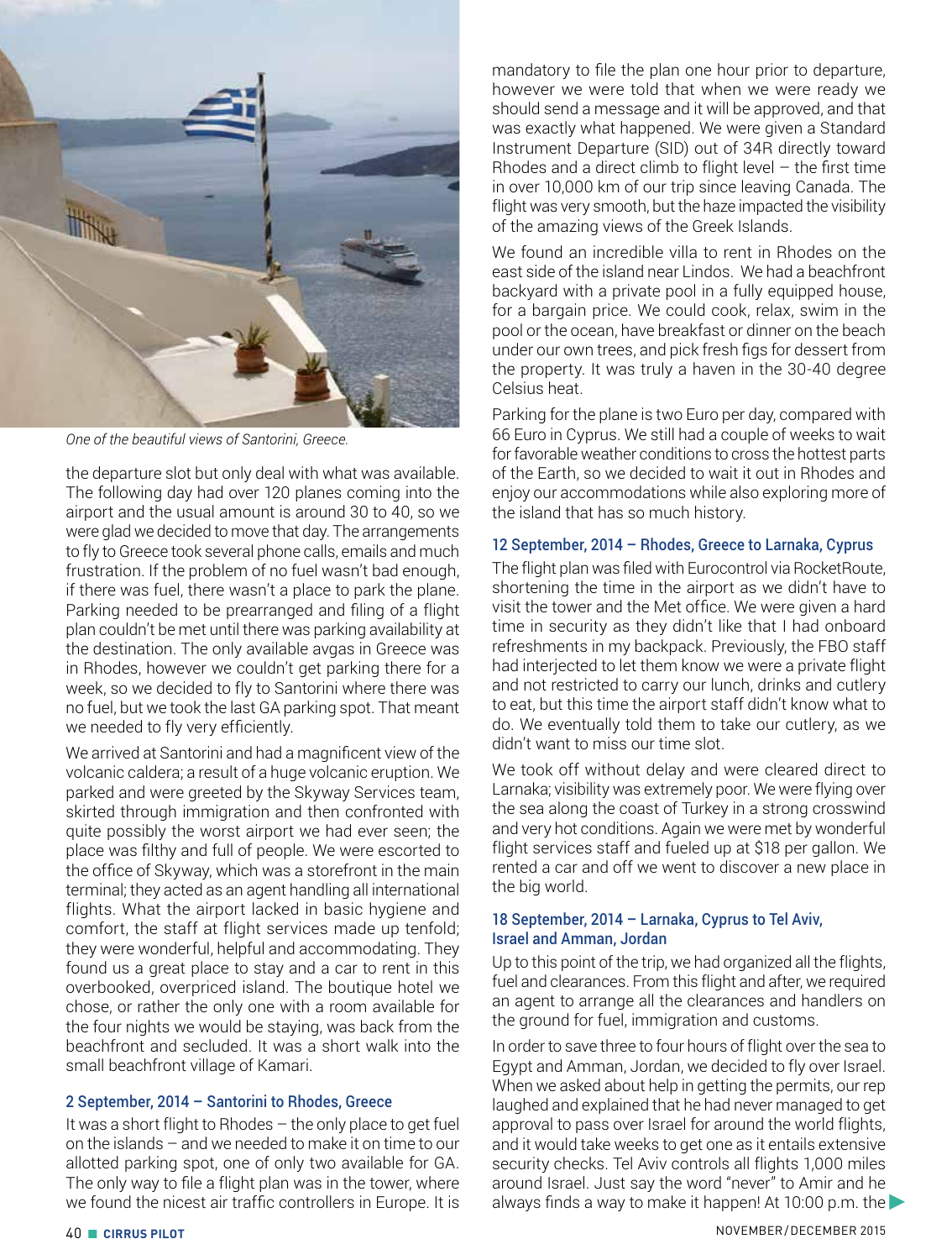One of the beautiful views of Santorini, Greece.

the departure slot but only deal with what was available. The following day had over 120 planes coming into the airport and the usual amount is around 30 to 40, so we were glad we decided to move that day. The arrangements to fly to Greece took several phone calls, emails and much frustration. If the problem of no fuel wasn't bad enough, if there was fuel, there wasn't a place to park the plane. Parking needed to be prearranged and filing of a flight plan couldn't be met until there was parking availability at the destination. The only available avgas in Greece was in Rhodes, however we couldn't get parking there for a week, so we decided to fly to Santorini where there was no fuel, but we took the last GA parking spot. That meant we needed to fly very efficiently.

We arrived at Santorini and had a magnificent view of the volcanic caldera; a result of a huge volcanic eruption. We parked and were greeted by the Skyway Services team, skirted through immigration and then confronted with quite possibly the worst airport we had ever seen; the place was filthy and full of people. We were escorted to the office of Skyway, which was a storefront in the main terminal; they acted as an agent handling all international flights. What the airport lacked in basic hygiene and comfort, the staff at flight services made up tenfold; they were wonderful, helpful and accommodating. They found us a great place to stay and a car to rent in this overbooked, overpriced island. The boutique hotel we chose, or rather the only one with a room available for the four nights we would be staying, was back from the beachfront and secluded. It was a short walk into the small beachfront village of Kamari.

### 2 September, 2014 – Santorini to Rhodes, Greece

It was a short flight to Rhodes – the only place to get fuel on the islands – and we needed to make it on time to our allotted parking spot, one of only two available for GA. The only way to file a flight plan was in the tower, where we found the nicest air traffic controllers in Europe. It is mandatory to file the plan one hour prior to departure, however we were told that when we were ready we should send a message and it will be approved, and that was exactly what happened. We were given a Standard Instrument Departure (SID) out of 34R directly toward Rhodes and a direct climb to flight level – the first time in over 10,000 km of our trip since leaving Canada. The flight was very smooth, but the haze impacted the visibility of the amazing views of the Greek Islands.

We found an incredible villa to rent in Rhodes on the east side of the island near Lindos. We had a beachfront backyard with a private pool in a fully equipped house, for a bargain price. We could cook, relax, swim in the pool or the ocean, have breakfast or dinner on the beach under our own trees, and pick fresh figs for dessert from the property. It was truly a haven in the 30-40 degree Celsius heat.

Parking for the plane is two Euro per day, compared with 66 Euro in Cyprus. We still had a couple of weeks to wait for favorable weather conditions to cross the hottest parts of the Earth, so we decided to wait it out in Rhodes and enjoy our accommodations while also exploring more of the island that has so much history.

### 12 September, 2014 – Rhodes, Greece to Larnaka, Cyprus

The flight plan was filed with Eurocontrol via RocketRoute, shortening the time in the airport as we didn't have to visit the tower and the Met office. We were given a hard time in security as they didn't like that I had onboard refreshments in my backpack. Previously, the FBO staff had interjected to let them know we were a private flight and not restricted to carry our lunch, drinks and cutlery to eat, but this time the airport staff didn't know what to do. We eventually told them to take our cutlery, as we didn't want to miss our time slot.

We took off without delay and were cleared direct to Larnaka; visibility was extremely poor. We were flying over the sea along the coast of Turkey in a strong crosswind and very hot conditions. Again we were met by wonderful flight services staff and fueled up at $18 per gallon. We rented a car and off we went to discover a new place in the big world.

### 18 September, 2014 – Larnaka, Cyprus to Tel Aviv, Israel and Amman, Jordan

Up to this point of the trip, we had organized all the flights, fuel and clearances. From this flight and after, we required an agent to arrange all the clearances and handlers on the ground for fuel, immigration and customs.

In order to save three to four hours of flight over the sea to Egypt and Amman, Jordan, we decided to fly over Israel. When we asked about help in getting the permits, our rep laughed and explained that he had never managed to get approval to pass over Israel for around the world flights, and it would take weeks to get one as it entails extensive security checks. Tel Aviv controls all flights 1,000 miles around Israel. Just say the word "never" to Amir and he always finds a way to make it happen! At 10:00 p.m. the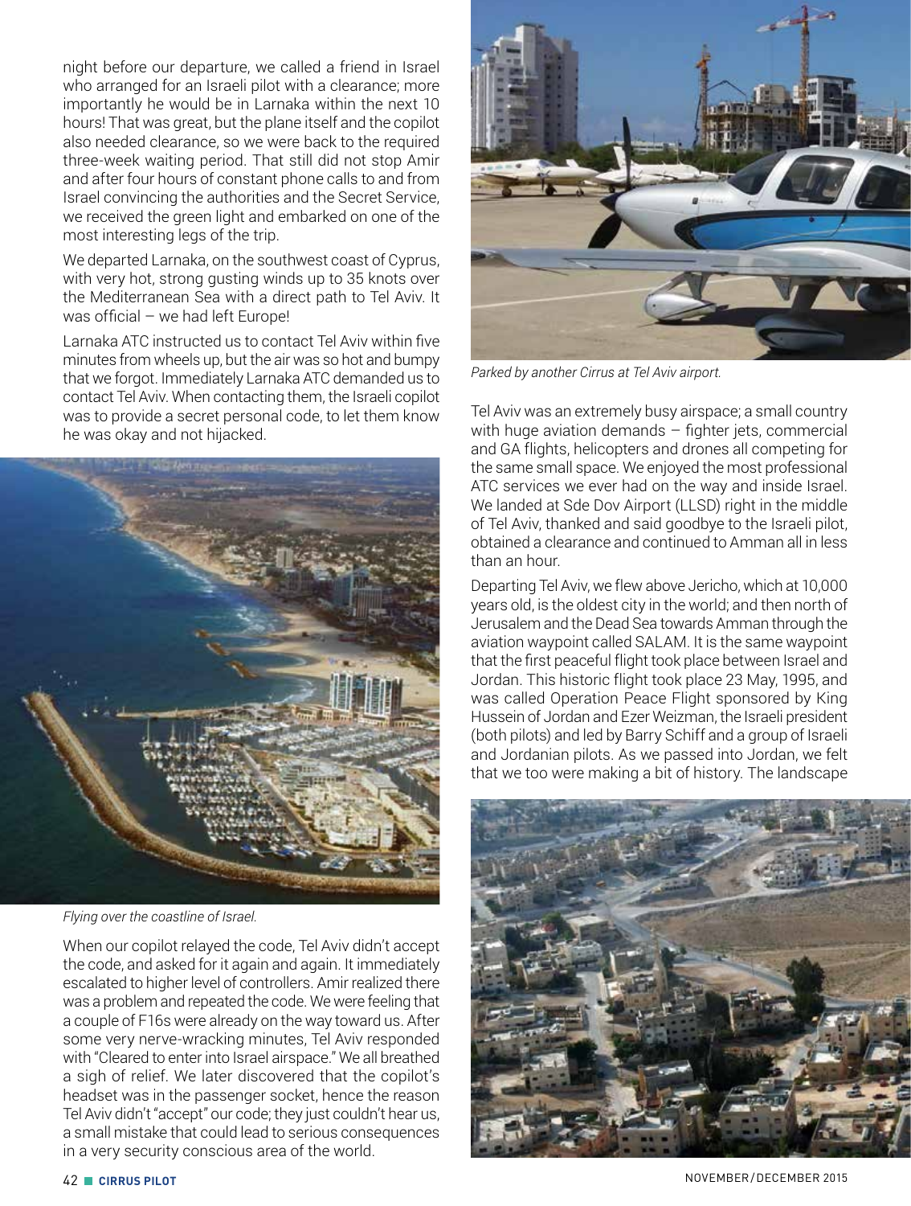night before our departure, we called a friend in Israel who arranged for an Israeli pilot with a clearance; more importantly he would be in Larnaka within the next 10 hours! That was great, but the plane itself and the copilot also needed clearance, so we were back to the required three-week waiting period. That still did not stop Amir and after four hours of constant phone calls to and from Israel convincing the authorities and the Secret Service, we received the green light and embarked on one of the most interesting legs of the trip.

We departed Larnaka, on the southwest coast of Cyprus, with very hot, strong gusting winds up to 35 knots over the Mediterranean Sea with a direct path to Tel Aviv. It was official – we had left Europe!

Larnaka ATC instructed us to contact Tel Aviv within five minutes from wheels up, but the air was so hot and bumpy that we forgot. Immediately Larnaka ATC demanded us to contact Tel Aviv. When contacting them, the Israeli copilot was to provide a secret personal code, to let them know he was okay and not hijacked.

*Flying over the coastline of Israel.*

When our copilot relayed the code, Tel Aviv didn't accept the code, and asked for it again and again. It immediately escalated to higher level of controllers. Amir realized there was a problem and repeated the code. We were feeling that a couple of F16s were already on the way toward us. After some very nerve-wracking minutes, Tel Aviv responded with "Cleared to enter into Israel airspace." We all breathed a sigh of relief. We later discovered that the copilot's headset was in the passenger socket, hence the reason Tel Aviv didn't "accept" our code; they just couldn't hear us, a small mistake that could lead to serious consequences in a very security conscious area of the world.

*Parked by another Cirrus at Tel Aviv airport.*

Tel Aviv was an extremely busy airspace; a small country with huge aviation demands – fighter jets, commercial and GA flights, helicopters and drones all competing for the same small space. We enjoyed the most professional ATC services we ever had on the way and inside Israel. We landed at Sde Dov Airport (LLSD) right in the middle of Tel Aviv, thanked and said goodbye to the Israeli pilot, obtained a clearance and continued to Amman all in less than an hour.

Departing Tel Aviv, we flew above Jericho, which at 10,000 years old, is the oldest city in the world; and then north of Jerusalem and the Dead Sea towards Amman through the aviation waypoint called SALAM. It is the same waypoint that the first peaceful flight took place between Israel and Jordan. This historic flight took place 23 May, 1995, and was called Operation Peace Flight sponsored by King Hussein of Jordan and Ezer Weizman, the Israeli president (both pilots) and led by Barry Schiff and a group of Israeli and Jordanian pilots. As we passed into Jordan, we felt that we too were making a bit of history. The landscape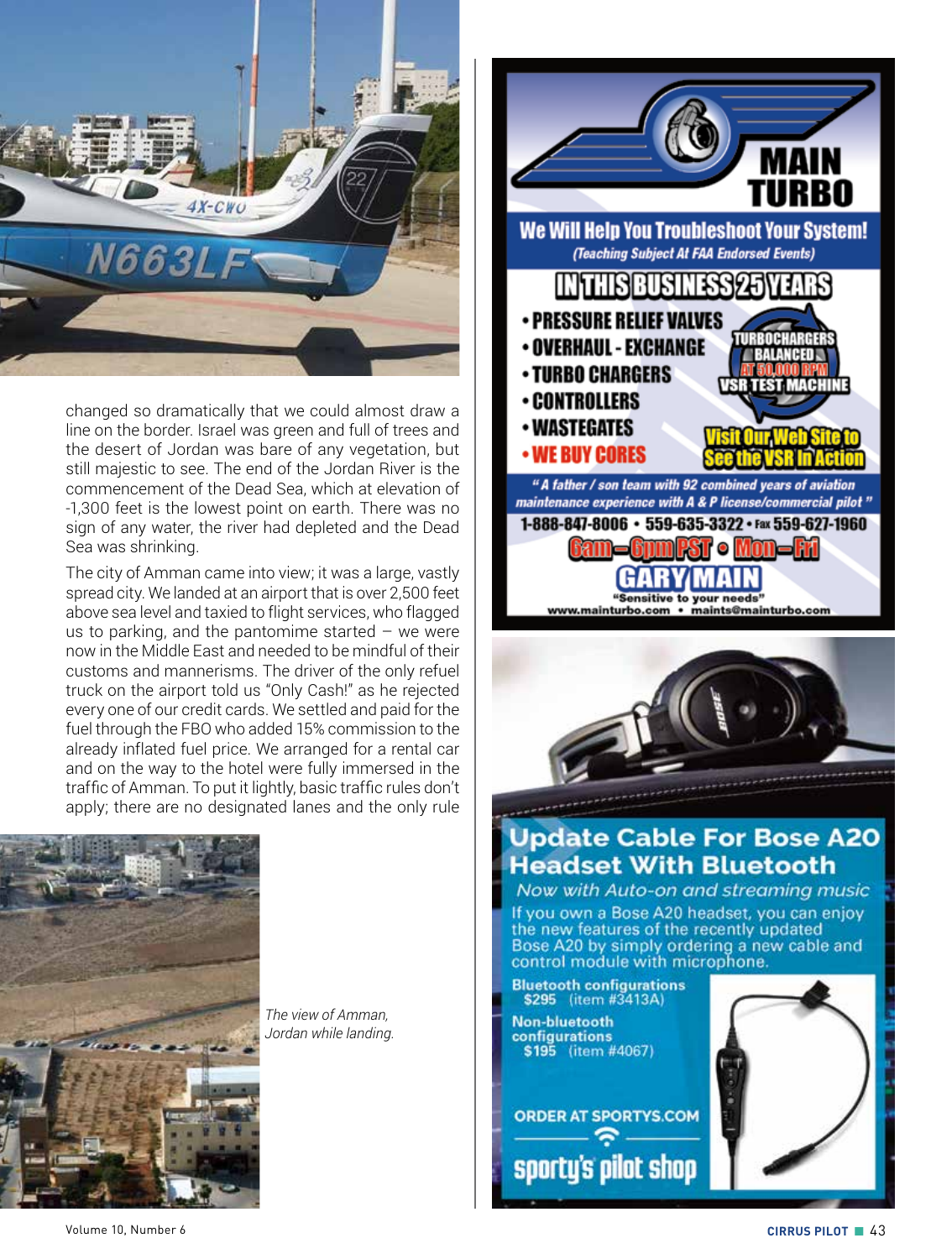changed so dramatically that we could almost draw a line on the border. Israel was green and full of trees and the desert of Jordan was bare of any vegetation, but still majestic to see. The end of the Jordan River is the commencement of the Dead Sea, which at elevation of -1,300 feet is the lowest point on earth. There was no sign of any water, the river had depleted and the Dead Sea was shrinking.

The city of Amman came into view; it was a large, vastly spread city. We landed at an airport that is over 2,500 feet above sea level and taxied to flight services, who flagged us to parking, and the pantomime started – we were now in the Middle East and needed to be mindful of their customs and mannerisms. The driver of the only refuel truck on the airport told us "Only Cash!" as he rejected every one of our credit cards. We settled and paid for the fuel through the FBO who added 15% commission to the already inflated fuel price. We arranged for a rental car and on the way to the hotel were fully immersed in the traffic of Amman. To put it lightly, basic traffic rules don't apply; there are no designated lanes and the only rule

*The view of Amman, Jordan while landing.*

**MAIN TURBO**

**We Will Help You Troubleshoot Your System!**
*(Teaching Subject At FAA Endorsed Events)*

**IN THIS BUSINESS 25 YEARS**

- PRESSURE RELIEF VALVES
- OVERHAUL - EXCHANGE
- TURBO CHARGERS
- CONTROLLERS
- WASTEGATES
- WE BUY CORES

TURBOCHARGERS BALANCED AT 50,000 RPM VSR TEST MACHINE

Visit Our Web Site to See the VSR In Action

*"A father / son team with 92 combined years of aviation maintenance experience with A & P license/commercial pilot"*

1-888-847-8006 • 559-635-3322 • Fax 559-627-1960

6am – 6pm PST • Mon – Fri

**GARY MAIN**
"Sensitive to your needs"
www.mainturbo.com • maints@mainturbo.com

**Update Cable For Bose A20 Headset With Bluetooth**

*Now with Auto-on and streaming music*

If you own a Bose A20 headset, you can enjoy the new features of the recently updated Bose A20 by simply ordering a new cable and control module with microphone.

**Bluetooth configurations**
$295 (item #3413A)

**Non-bluetooth configurations**
$195 (item #4067)

ORDER AT SPORTYS.COM

sporty's pilot shop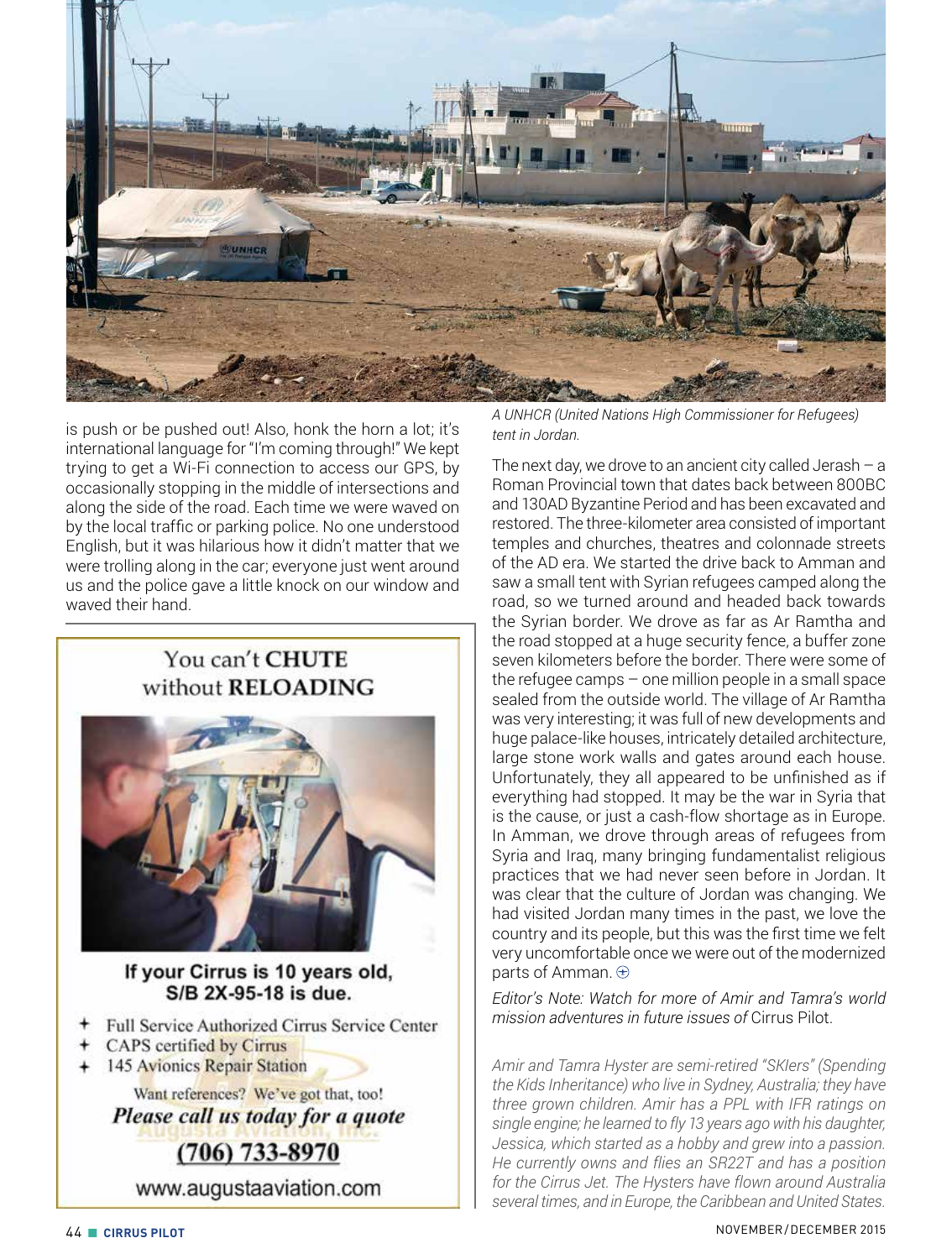is push or be pushed out! Also, honk the horn a lot; it's international language for "I'm coming through!" We kept trying to get a Wi-Fi connection to access our GPS, by occasionally stopping in the middle of intersections and along the side of the road. Each time we were waved on by the local traffic or parking police. No one understood English, but it was hilarious how it didn't matter that we were trolling along in the car; everyone just went around us and the police gave a little knock on our window and waved their hand.

*A UNHCR (United Nations High Commissioner for Refugees) tent in Jordan.*

The next day, we drove to an ancient city called Jerash – a Roman Provincial town that dates back between 800BC and 130AD Byzantine Period and has been excavated and restored. The three-kilometer area consisted of important temples and churches, theatres and colonnade streets of the AD era. We started the drive back to Amman and saw a small tent with Syrian refugees camped along the road, so we turned around and headed back towards the Syrian border. We drove as far as Ar Ramtha and the road stopped at a huge security fence, a buffer zone seven kilometers before the border. There were some of the refugee camps – one million people in a small space sealed from the outside world. The village of Ar Ramtha was very interesting; it was full of new developments and huge palace-like houses, intricately detailed architecture, large stone work walls and gates around each house. Unfortunately, they all appeared to be unfinished as if everything had stopped. It may be the war in Syria that is the cause, or just a cash-flow shortage as in Europe. In Amman, we drove through areas of refugees from Syria and Iraq, many bringing fundamentalist religious practices that we had never seen before in Jordan. It was clear that the culture of Jordan was changing. We had visited Jordan many times in the past, we love the country and its people, but this was the first time we felt very uncomfortable once we were out of the modernized parts of Amman.

*Editor's Note: Watch for more of Amir and Tamra's world mission adventures in future issues of* Cirrus Pilot.

*Amir and Tamra Hyster are semi-retired "SKIers" (Spending the Kids Inheritance) who live in Sydney, Australia; they have three grown children. Amir has a PPL with IFR ratings on single engine; he learned to fly 13 years ago with his daughter, Jessica, which started as a hobby and grew into a passion. He currently owns and flies an SR22T and has a position for the Cirrus Jet. The Hysters have flown around Australia several times, and in Europe, the Caribbean and United States.*

You can't **CHUTE** without **RELOADING**

**If your Cirrus is 10 years old, S/B 2X-95-18 is due.**

- Full Service Authorized Cirrus Service Center
- CAPS certified by Cirrus
- 145 Avionics Repair Station

Want references? We've got that, too!

***Please call us today for a quote***

**(706) 733-8970**

www.augustaaviation.com